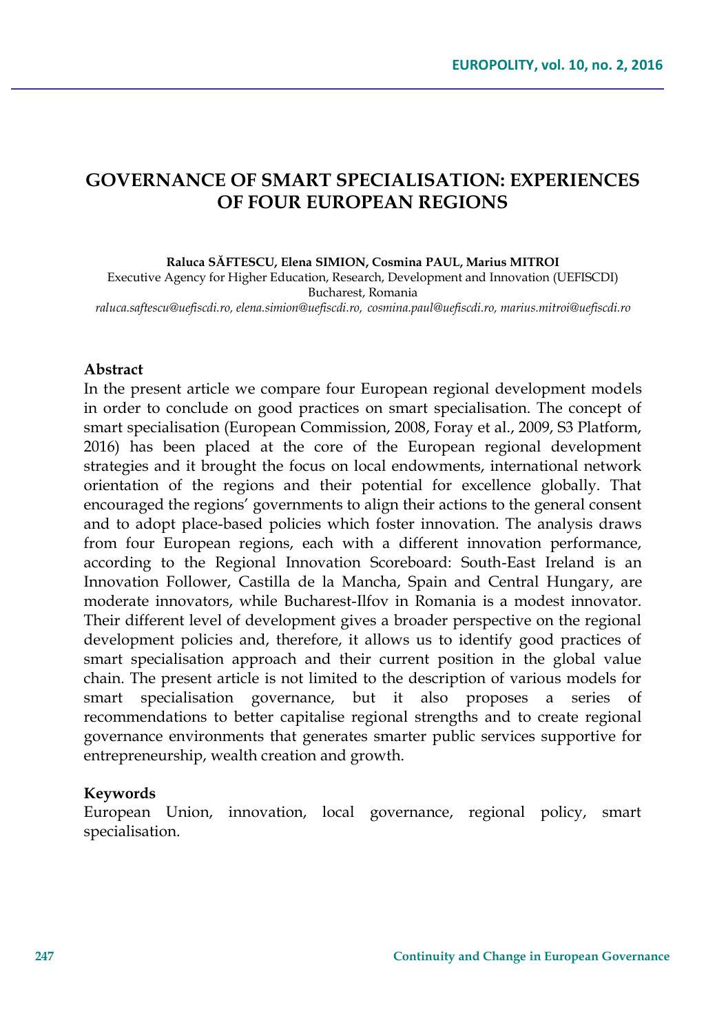# GOVERNANCE OF SMART SPECIALISATION: EXPERIENCES OF FOUR EUROPEAN REGIONS

**Raluca SĂFTESCU, Elena SIMION, Cosmina PAUL, Marius MITROI**

Executive Agency for Higher Education, Research, Development and Innovation (UEFISCDI)
Bucharest, Romania

*raluca.saftescu@uefiscdi.ro, elena.simion@uefiscdi.ro, cosmina.paul@uefiscdi.ro, marius.mitroi@uefiscdi.ro*

**Abstract**

In the present article we compare four European regional development models in order to conclude on good practices on smart specialisation. The concept of smart specialisation (European Commission, 2008, Foray et al., 2009, S3 Platform, 2016) has been placed at the core of the European regional development strategies and it brought the focus on local endowments, international network orientation of the regions and their potential for excellence globally. That encouraged the regions' governments to align their actions to the general consent and to adopt place-based policies which foster innovation. The analysis draws from four European regions, each with a different innovation performance, according to the Regional Innovation Scoreboard: South-East Ireland is an Innovation Follower, Castilla de la Mancha, Spain and Central Hungary, are moderate innovators, while Bucharest-Ilfov in Romania is a modest innovator. Their different level of development gives a broader perspective on the regional development policies and, therefore, it allows us to identify good practices of smart specialisation approach and their current position in the global value chain. The present article is not limited to the description of various models for smart specialisation governance, but it also proposes a series of recommendations to better capitalise regional strengths and to create regional governance environments that generates smarter public services supportive for entrepreneurship, wealth creation and growth.

**Keywords**

European Union, innovation, local governance, regional policy, smart specialisation.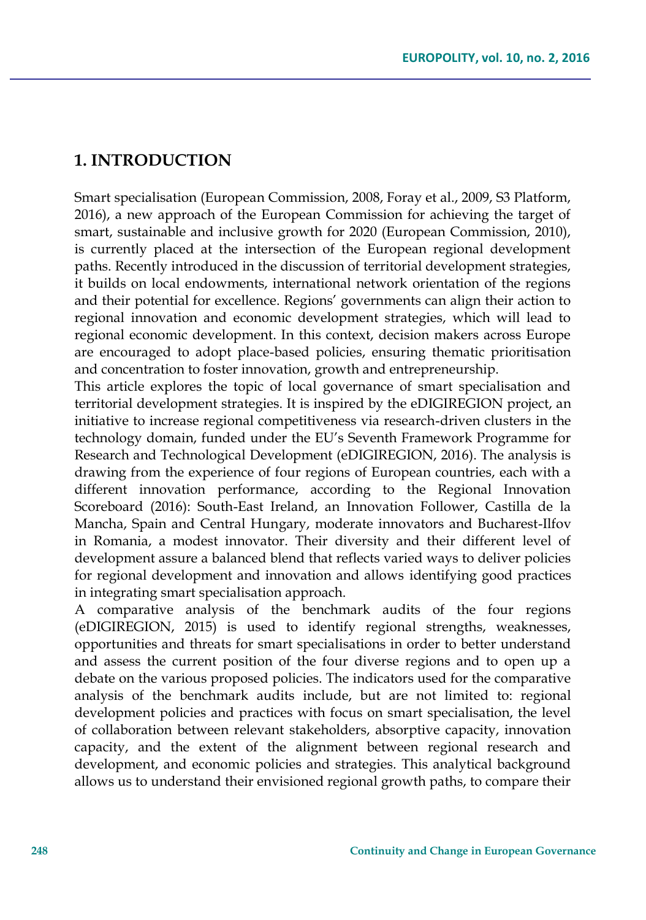## 1. INTRODUCTION

Smart specialisation (European Commission, 2008, Foray et al., 2009, S3 Platform, 2016), a new approach of the European Commission for achieving the target of smart, sustainable and inclusive growth for 2020 (European Commission, 2010), is currently placed at the intersection of the European regional development paths. Recently introduced in the discussion of territorial development strategies, it builds on local endowments, international network orientation of the regions and their potential for excellence. Regions' governments can align their action to regional innovation and economic development strategies, which will lead to regional economic development. In this context, decision makers across Europe are encouraged to adopt place-based policies, ensuring thematic prioritisation and concentration to foster innovation, growth and entrepreneurship.

This article explores the topic of local governance of smart specialisation and territorial development strategies. It is inspired by the eDIGIREGION project, an initiative to increase regional competitiveness via research-driven clusters in the technology domain, funded under the EU's Seventh Framework Programme for Research and Technological Development (eDIGIREGION, 2016). The analysis is drawing from the experience of four regions of European countries, each with a different innovation performance, according to the Regional Innovation Scoreboard (2016): South-East Ireland, an Innovation Follower, Castilla de la Mancha, Spain and Central Hungary, moderate innovators and Bucharest-Ilfov in Romania, a modest innovator. Their diversity and their different level of development assure a balanced blend that reflects varied ways to deliver policies for regional development and innovation and allows identifying good practices in integrating smart specialisation approach.

A comparative analysis of the benchmark audits of the four regions (eDIGIREGION, 2015) is used to identify regional strengths, weaknesses, opportunities and threats for smart specialisations in order to better understand and assess the current position of the four diverse regions and to open up a debate on the various proposed policies. The indicators used for the comparative analysis of the benchmark audits include, but are not limited to: regional development policies and practices with focus on smart specialisation, the level of collaboration between relevant stakeholders, absorptive capacity, innovation capacity, and the extent of the alignment between regional research and development, and economic policies and strategies. This analytical background allows us to understand their envisioned regional growth paths, to compare their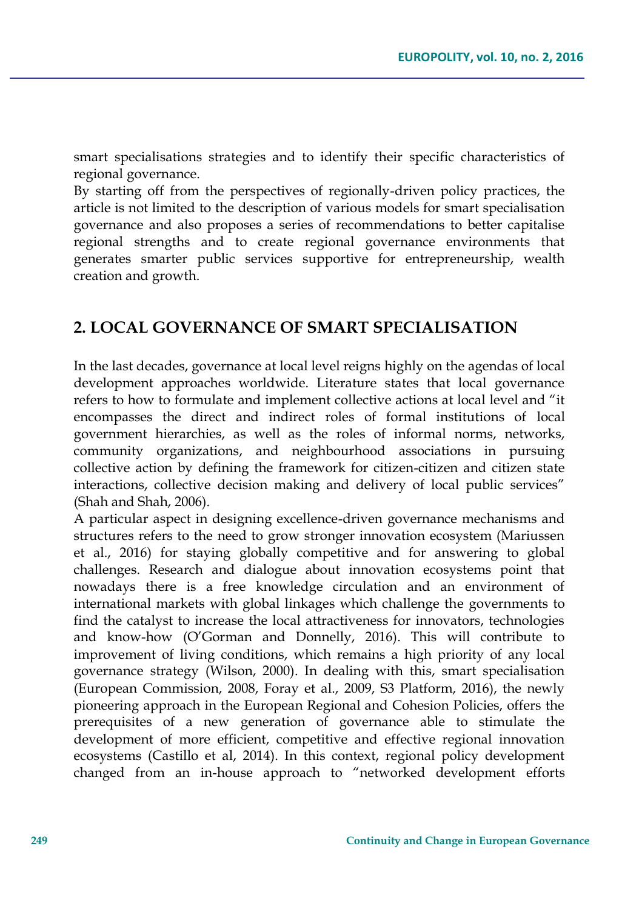smart specialisations strategies and to identify their specific characteristics of regional governance.

By starting off from the perspectives of regionally-driven policy practices, the article is not limited to the description of various models for smart specialisation governance and also proposes a series of recommendations to better capitalise regional strengths and to create regional governance environments that generates smarter public services supportive for entrepreneurship, wealth creation and growth.

## 2. LOCAL GOVERNANCE OF SMART SPECIALISATION

In the last decades, governance at local level reigns highly on the agendas of local development approaches worldwide. Literature states that local governance refers to how to formulate and implement collective actions at local level and "it encompasses the direct and indirect roles of formal institutions of local government hierarchies, as well as the roles of informal norms, networks, community organizations, and neighbourhood associations in pursuing collective action by defining the framework for citizen-citizen and citizen state interactions, collective decision making and delivery of local public services" (Shah and Shah, 2006).

A particular aspect in designing excellence-driven governance mechanisms and structures refers to the need to grow stronger innovation ecosystem (Mariussen et al., 2016) for staying globally competitive and for answering to global challenges. Research and dialogue about innovation ecosystems point that nowadays there is a free knowledge circulation and an environment of international markets with global linkages which challenge the governments to find the catalyst to increase the local attractiveness for innovators, technologies and know-how (O'Gorman and Donnelly, 2016). This will contribute to improvement of living conditions, which remains a high priority of any local governance strategy (Wilson, 2000). In dealing with this, smart specialisation (European Commission, 2008, Foray et al., 2009, S3 Platform, 2016), the newly pioneering approach in the European Regional and Cohesion Policies, offers the prerequisites of a new generation of governance able to stimulate the development of more efficient, competitive and effective regional innovation ecosystems (Castillo et al, 2014). In this context, regional policy development changed from an in-house approach to "networked development efforts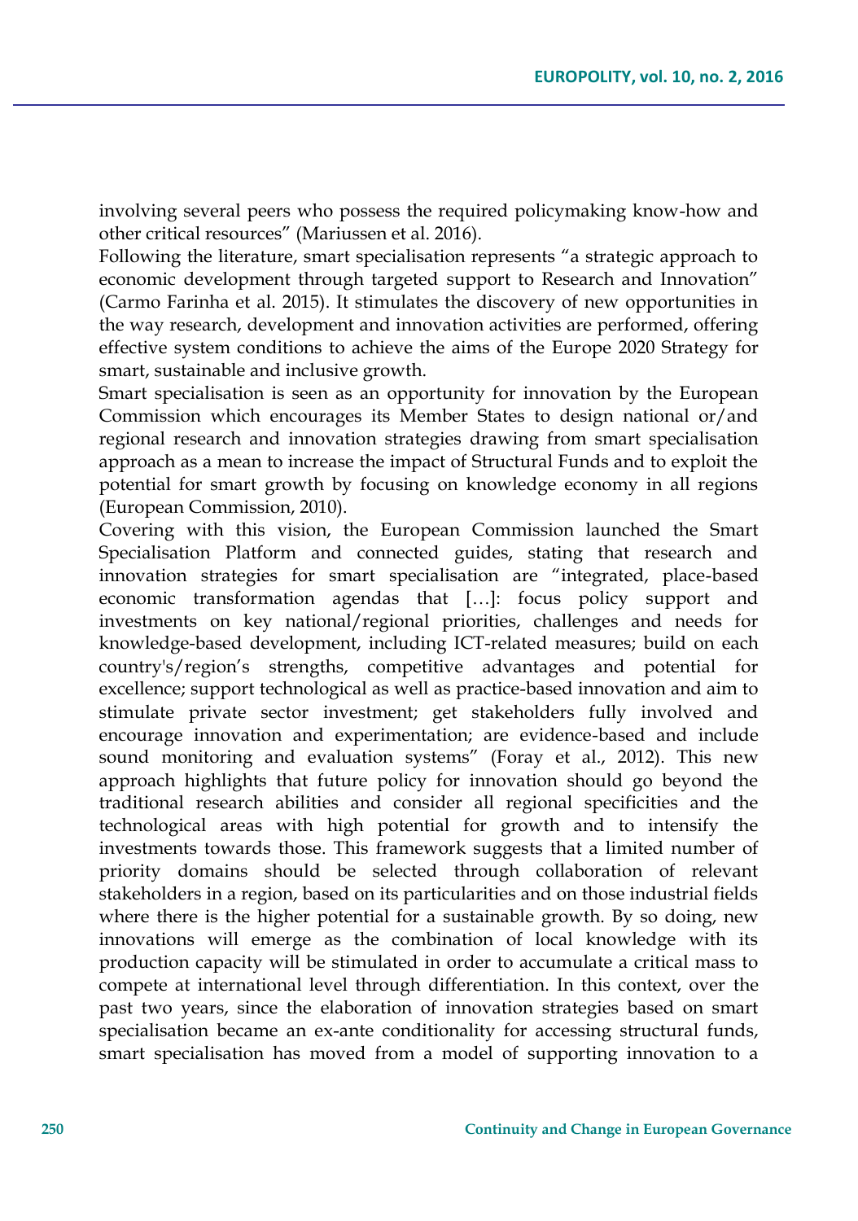involving several peers who possess the required policymaking know-how and other critical resources" (Mariussen et al. 2016).

Following the literature, smart specialisation represents "a strategic approach to economic development through targeted support to Research and Innovation" (Carmo Farinha et al. 2015). It stimulates the discovery of new opportunities in the way research, development and innovation activities are performed, offering effective system conditions to achieve the aims of the Europe 2020 Strategy for smart, sustainable and inclusive growth.

Smart specialisation is seen as an opportunity for innovation by the European Commission which encourages its Member States to design national or/and regional research and innovation strategies drawing from smart specialisation approach as a mean to increase the impact of Structural Funds and to exploit the potential for smart growth by focusing on knowledge economy in all regions (European Commission, 2010).

Covering with this vision, the European Commission launched the Smart Specialisation Platform and connected guides, stating that research and innovation strategies for smart specialisation are "integrated, place-based economic transformation agendas that […]: focus policy support and investments on key national/regional priorities, challenges and needs for knowledge-based development, including ICT-related measures; build on each country's/region's strengths, competitive advantages and potential for excellence; support technological as well as practice-based innovation and aim to stimulate private sector investment; get stakeholders fully involved and encourage innovation and experimentation; are evidence-based and include sound monitoring and evaluation systems" (Foray et al., 2012). This new approach highlights that future policy for innovation should go beyond the traditional research abilities and consider all regional specificities and the technological areas with high potential for growth and to intensify the investments towards those. This framework suggests that a limited number of priority domains should be selected through collaboration of relevant stakeholders in a region, based on its particularities and on those industrial fields where there is the higher potential for a sustainable growth. By so doing, new innovations will emerge as the combination of local knowledge with its production capacity will be stimulated in order to accumulate a critical mass to compete at international level through differentiation. In this context, over the past two years, since the elaboration of innovation strategies based on smart specialisation became an ex-ante conditionality for accessing structural funds, smart specialisation has moved from a model of supporting innovation to a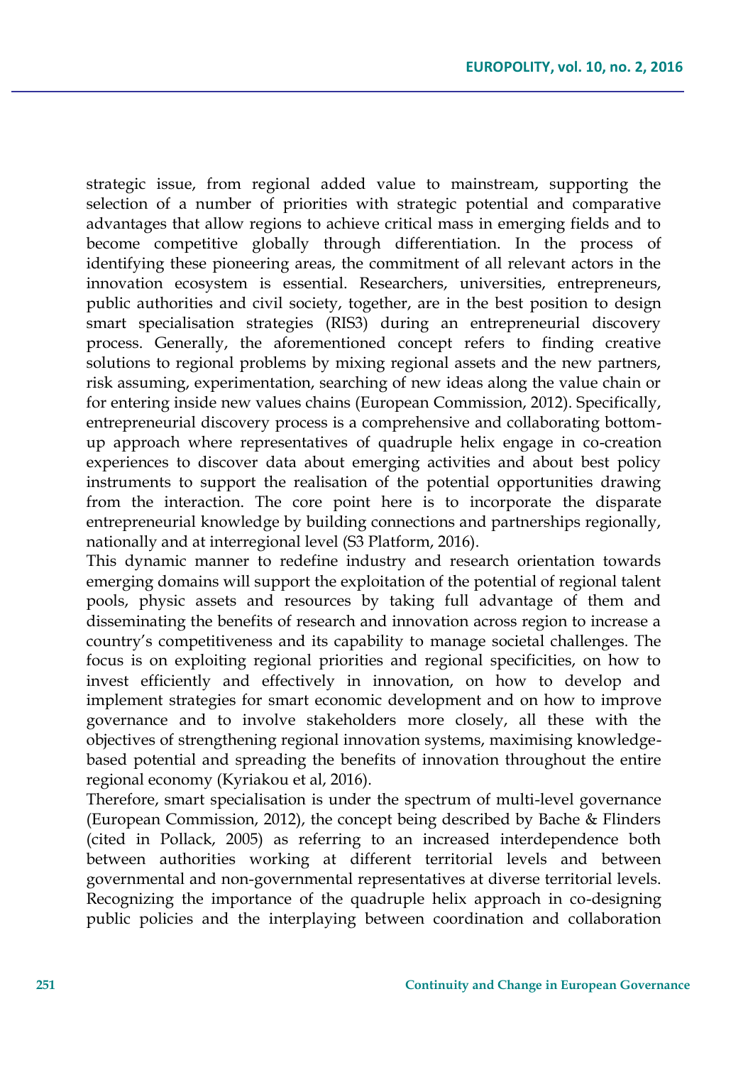strategic issue, from regional added value to mainstream, supporting the selection of a number of priorities with strategic potential and comparative advantages that allow regions to achieve critical mass in emerging fields and to become competitive globally through differentiation. In the process of identifying these pioneering areas, the commitment of all relevant actors in the innovation ecosystem is essential. Researchers, universities, entrepreneurs, public authorities and civil society, together, are in the best position to design smart specialisation strategies (RIS3) during an entrepreneurial discovery process. Generally, the aforementioned concept refers to finding creative solutions to regional problems by mixing regional assets and the new partners, risk assuming, experimentation, searching of new ideas along the value chain or for entering inside new values chains (European Commission, 2012). Specifically, entrepreneurial discovery process is a comprehensive and collaborating bottom-up approach where representatives of quadruple helix engage in co-creation experiences to discover data about emerging activities and about best policy instruments to support the realisation of the potential opportunities drawing from the interaction. The core point here is to incorporate the disparate entrepreneurial knowledge by building connections and partnerships regionally, nationally and at interregional level (S3 Platform, 2016).

This dynamic manner to redefine industry and research orientation towards emerging domains will support the exploitation of the potential of regional talent pools, physic assets and resources by taking full advantage of them and disseminating the benefits of research and innovation across region to increase a country's competitiveness and its capability to manage societal challenges. The focus is on exploiting regional priorities and regional specificities, on how to invest efficiently and effectively in innovation, on how to develop and implement strategies for smart economic development and on how to improve governance and to involve stakeholders more closely, all these with the objectives of strengthening regional innovation systems, maximising knowledge-based potential and spreading the benefits of innovation throughout the entire regional economy (Kyriakou et al, 2016).

Therefore, smart specialisation is under the spectrum of multi-level governance (European Commission, 2012), the concept being described by Bache & Flinders (cited in Pollack, 2005) as referring to an increased interdependence both between authorities working at different territorial levels and between governmental and non-governmental representatives at diverse territorial levels. Recognizing the importance of the quadruple helix approach in co-designing public policies and the interplaying between coordination and collaboration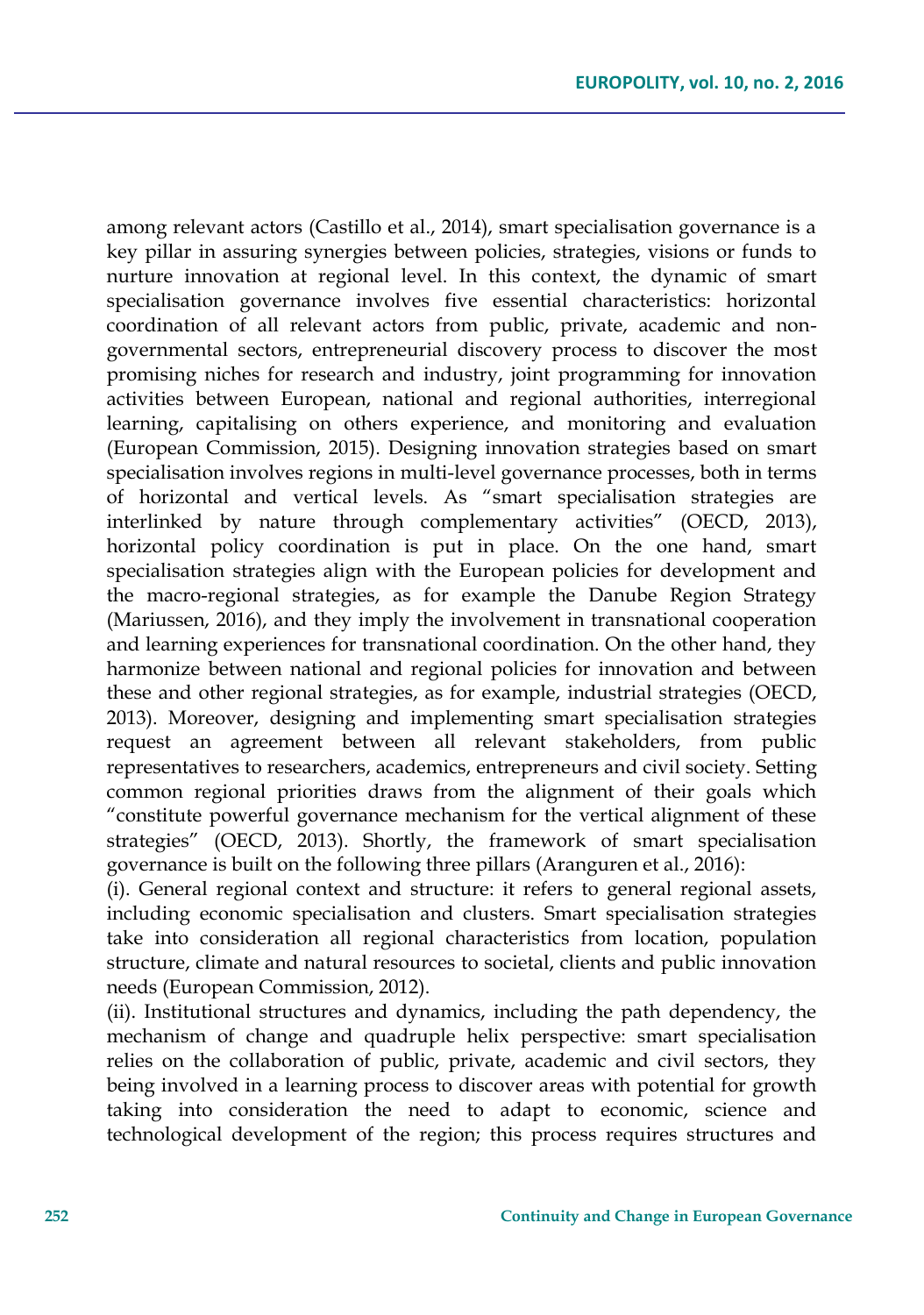among relevant actors (Castillo et al., 2014), smart specialisation governance is a key pillar in assuring synergies between policies, strategies, visions or funds to nurture innovation at regional level. In this context, the dynamic of smart specialisation governance involves five essential characteristics: horizontal coordination of all relevant actors from public, private, academic and non-governmental sectors, entrepreneurial discovery process to discover the most promising niches for research and industry, joint programming for innovation activities between European, national and regional authorities, interregional learning, capitalising on others experience, and monitoring and evaluation (European Commission, 2015). Designing innovation strategies based on smart specialisation involves regions in multi-level governance processes, both in terms of horizontal and vertical levels. As "smart specialisation strategies are interlinked by nature through complementary activities" (OECD, 2013), horizontal policy coordination is put in place. On the one hand, smart specialisation strategies align with the European policies for development and the macro-regional strategies, as for example the Danube Region Strategy (Mariussen, 2016), and they imply the involvement in transnational cooperation and learning experiences for transnational coordination. On the other hand, they harmonize between national and regional policies for innovation and between these and other regional strategies, as for example, industrial strategies (OECD, 2013). Moreover, designing and implementing smart specialisation strategies request an agreement between all relevant stakeholders, from public representatives to researchers, academics, entrepreneurs and civil society. Setting common regional priorities draws from the alignment of their goals which "constitute powerful governance mechanism for the vertical alignment of these strategies" (OECD, 2013). Shortly, the framework of smart specialisation governance is built on the following three pillars (Aranguren et al., 2016):

(i). General regional context and structure: it refers to general regional assets, including economic specialisation and clusters. Smart specialisation strategies take into consideration all regional characteristics from location, population structure, climate and natural resources to societal, clients and public innovation needs (European Commission, 2012).

(ii). Institutional structures and dynamics, including the path dependency, the mechanism of change and quadruple helix perspective: smart specialisation relies on the collaboration of public, private, academic and civil sectors, they being involved in a learning process to discover areas with potential for growth taking into consideration the need to adapt to economic, science and technological development of the region; this process requires structures and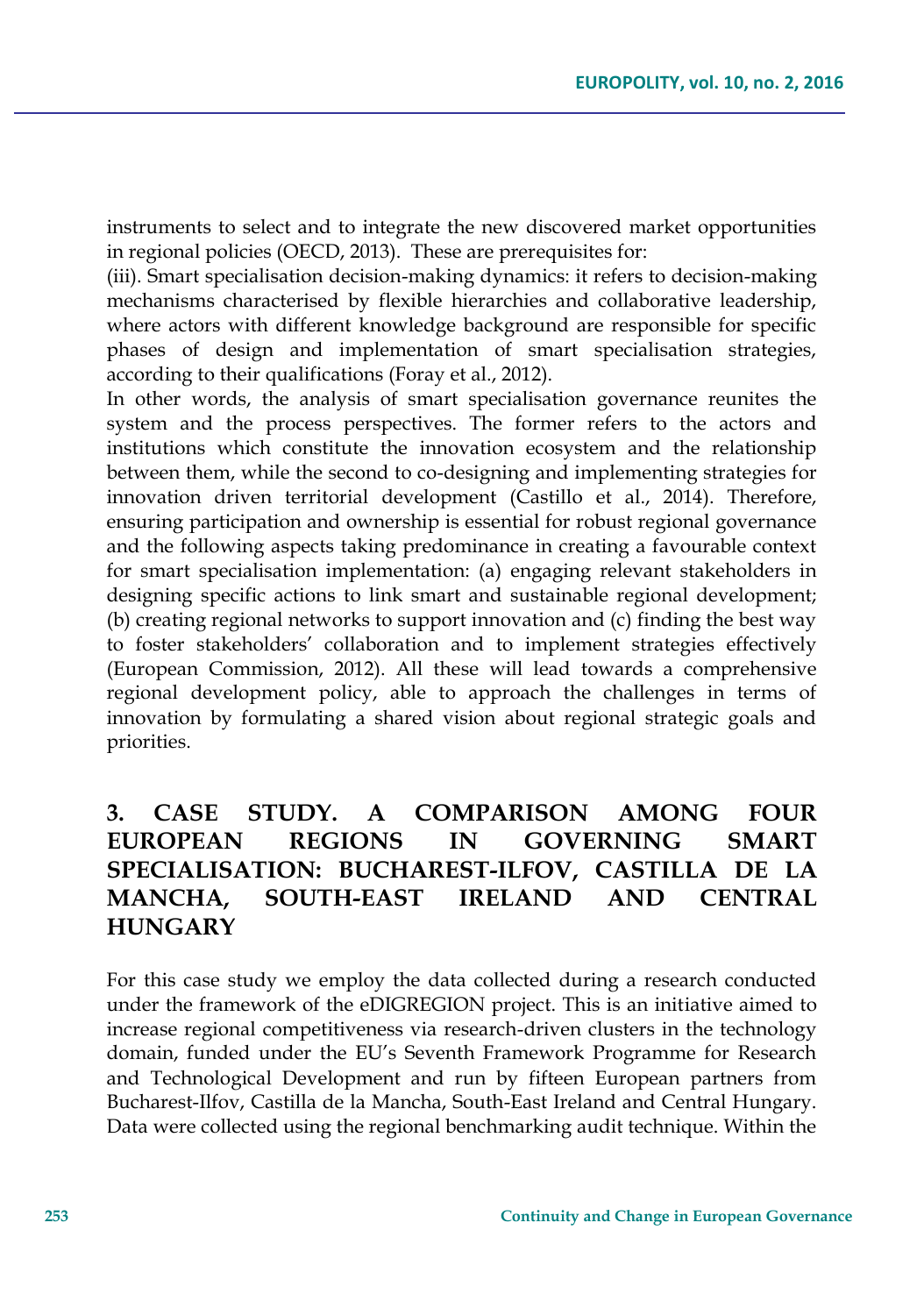instruments to select and to integrate the new discovered market opportunities in regional policies (OECD, 2013). These are prerequisites for:

(iii). Smart specialisation decision-making dynamics: it refers to decision-making mechanisms characterised by flexible hierarchies and collaborative leadership, where actors with different knowledge background are responsible for specific phases of design and implementation of smart specialisation strategies, according to their qualifications (Foray et al., 2012).

In other words, the analysis of smart specialisation governance reunites the system and the process perspectives. The former refers to the actors and institutions which constitute the innovation ecosystem and the relationship between them, while the second to co-designing and implementing strategies for innovation driven territorial development (Castillo et al., 2014). Therefore, ensuring participation and ownership is essential for robust regional governance and the following aspects taking predominance in creating a favourable context for smart specialisation implementation: (a) engaging relevant stakeholders in designing specific actions to link smart and sustainable regional development; (b) creating regional networks to support innovation and (c) finding the best way to foster stakeholders' collaboration and to implement strategies effectively (European Commission, 2012). All these will lead towards a comprehensive regional development policy, able to approach the challenges in terms of innovation by formulating a shared vision about regional strategic goals and priorities.

## 3. CASE STUDY. A COMPARISON AMONG FOUR EUROPEAN REGIONS IN GOVERNING SMART SPECIALISATION: BUCHAREST-ILFOV, CASTILLA DE LA MANCHA, SOUTH-EAST IRELAND AND CENTRAL HUNGARY

For this case study we employ the data collected during a research conducted under the framework of the eDIGREGION project. This is an initiative aimed to increase regional competitiveness via research-driven clusters in the technology domain, funded under the EU's Seventh Framework Programme for Research and Technological Development and run by fifteen European partners from Bucharest-Ilfov, Castilla de la Mancha, South-East Ireland and Central Hungary. Data were collected using the regional benchmarking audit technique. Within the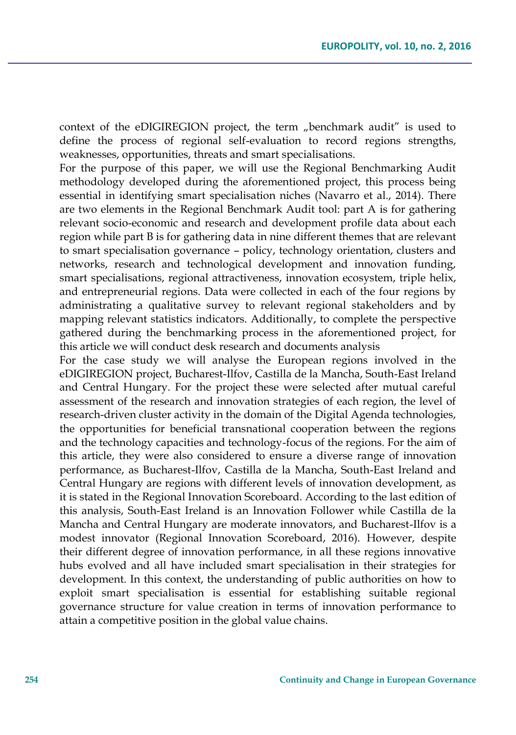context of the eDIGIREGION project, the term „benchmark audit" is used to define the process of regional self-evaluation to record regions strengths, weaknesses, opportunities, threats and smart specialisations.

For the purpose of this paper, we will use the Regional Benchmarking Audit methodology developed during the aforementioned project, this process being essential in identifying smart specialisation niches (Navarro et al., 2014). There are two elements in the Regional Benchmark Audit tool: part A is for gathering relevant socio-economic and research and development profile data about each region while part B is for gathering data in nine different themes that are relevant to smart specialisation governance – policy, technology orientation, clusters and networks, research and technological development and innovation funding, smart specialisations, regional attractiveness, innovation ecosystem, triple helix, and entrepreneurial regions. Data were collected in each of the four regions by administrating a qualitative survey to relevant regional stakeholders and by mapping relevant statistics indicators. Additionally, to complete the perspective gathered during the benchmarking process in the aforementioned project, for this article we will conduct desk research and documents analysis

For the case study we will analyse the European regions involved in the eDIGIREGION project, Bucharest-Ilfov, Castilla de la Mancha, South-East Ireland and Central Hungary. For the project these were selected after mutual careful assessment of the research and innovation strategies of each region, the level of research-driven cluster activity in the domain of the Digital Agenda technologies, the opportunities for beneficial transnational cooperation between the regions and the technology capacities and technology-focus of the regions. For the aim of this article, they were also considered to ensure a diverse range of innovation performance, as Bucharest-Ilfov, Castilla de la Mancha, South-East Ireland and Central Hungary are regions with different levels of innovation development, as it is stated in the Regional Innovation Scoreboard. According to the last edition of this analysis, South-East Ireland is an Innovation Follower while Castilla de la Mancha and Central Hungary are moderate innovators, and Bucharest-Ilfov is a modest innovator (Regional Innovation Scoreboard, 2016). However, despite their different degree of innovation performance, in all these regions innovative hubs evolved and all have included smart specialisation in their strategies for development. In this context, the understanding of public authorities on how to exploit smart specialisation is essential for establishing suitable regional governance structure for value creation in terms of innovation performance to attain a competitive position in the global value chains.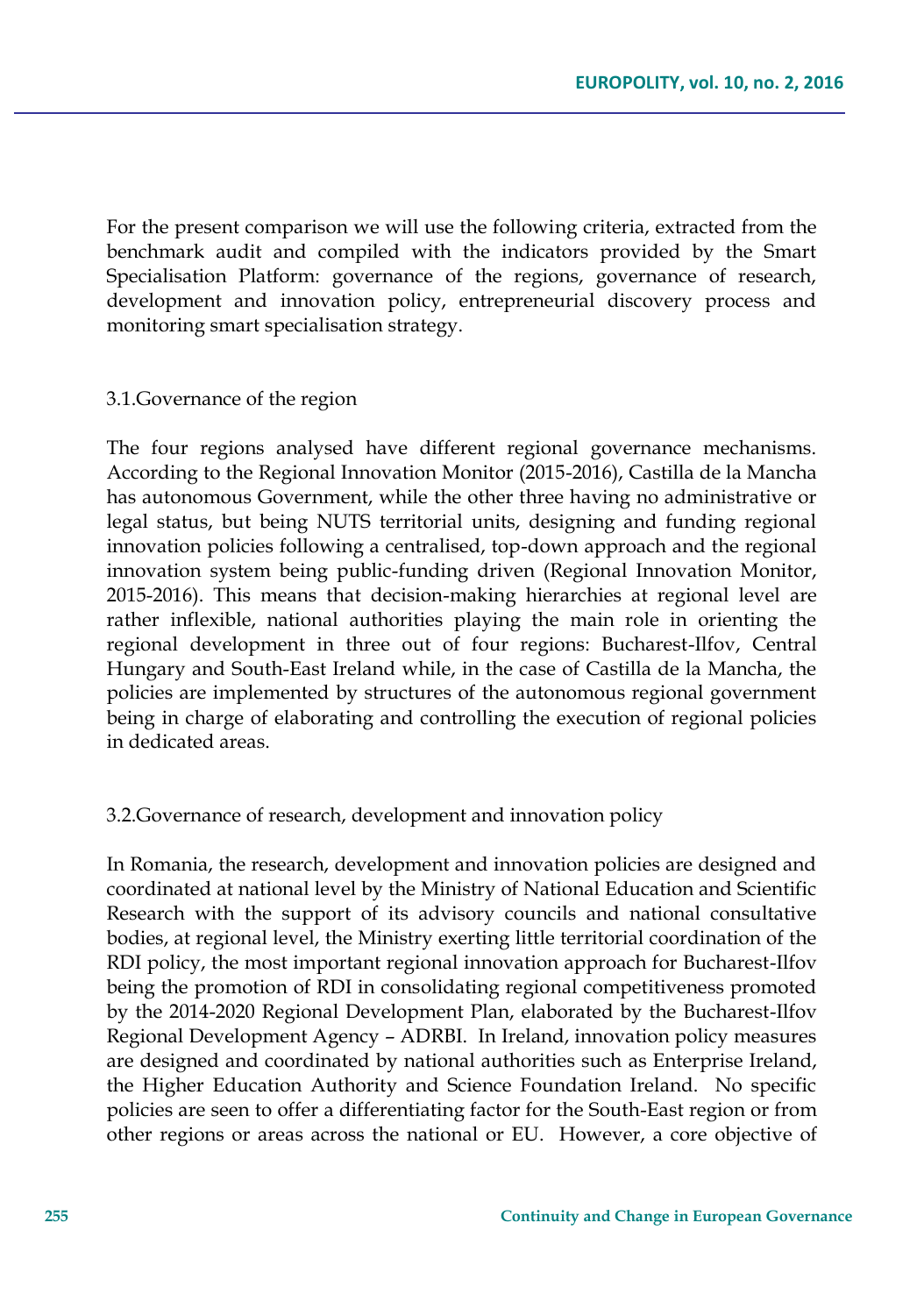For the present comparison we will use the following criteria, extracted from the benchmark audit and compiled with the indicators provided by the Smart Specialisation Platform: governance of the regions, governance of research, development and innovation policy, entrepreneurial discovery process and monitoring smart specialisation strategy.

### 3.1.Governance of the region

The four regions analysed have different regional governance mechanisms. According to the Regional Innovation Monitor (2015-2016), Castilla de la Mancha has autonomous Government, while the other three having no administrative or legal status, but being NUTS territorial units, designing and funding regional innovation policies following a centralised, top-down approach and the regional innovation system being public-funding driven (Regional Innovation Monitor, 2015-2016). This means that decision-making hierarchies at regional level are rather inflexible, national authorities playing the main role in orienting the regional development in three out of four regions: Bucharest-Ilfov, Central Hungary and South-East Ireland while, in the case of Castilla de la Mancha, the policies are implemented by structures of the autonomous regional government being in charge of elaborating and controlling the execution of regional policies in dedicated areas.

### 3.2.Governance of research, development and innovation policy

In Romania, the research, development and innovation policies are designed and coordinated at national level by the Ministry of National Education and Scientific Research with the support of its advisory councils and national consultative bodies, at regional level, the Ministry exerting little territorial coordination of the RDI policy, the most important regional innovation approach for Bucharest-Ilfov being the promotion of RDI in consolidating regional competitiveness promoted by the 2014-2020 Regional Development Plan, elaborated by the Bucharest-Ilfov Regional Development Agency – ADRBI. In Ireland, innovation policy measures are designed and coordinated by national authorities such as Enterprise Ireland, the Higher Education Authority and Science Foundation Ireland. No specific policies are seen to offer a differentiating factor for the South-East region or from other regions or areas across the national or EU. However, a core objective of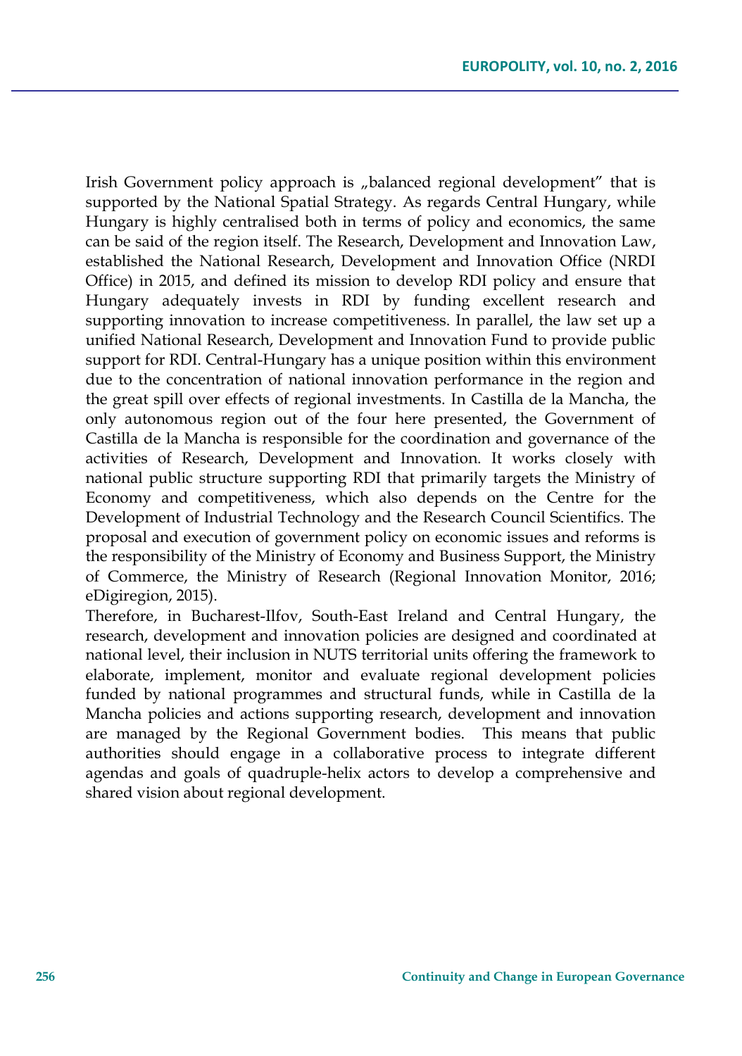Irish Government policy approach is „balanced regional development" that is supported by the National Spatial Strategy. As regards Central Hungary, while Hungary is highly centralised both in terms of policy and economics, the same can be said of the region itself. The Research, Development and Innovation Law, established the National Research, Development and Innovation Office (NRDI Office) in 2015, and defined its mission to develop RDI policy and ensure that Hungary adequately invests in RDI by funding excellent research and supporting innovation to increase competitiveness. In parallel, the law set up a unified National Research, Development and Innovation Fund to provide public support for RDI. Central-Hungary has a unique position within this environment due to the concentration of national innovation performance in the region and the great spill over effects of regional investments. In Castilla de la Mancha, the only autonomous region out of the four here presented, the Government of Castilla de la Mancha is responsible for the coordination and governance of the activities of Research, Development and Innovation. It works closely with national public structure supporting RDI that primarily targets the Ministry of Economy and competitiveness, which also depends on the Centre for the Development of Industrial Technology and the Research Council Scientifics. The proposal and execution of government policy on economic issues and reforms is the responsibility of the Ministry of Economy and Business Support, the Ministry of Commerce, the Ministry of Research (Regional Innovation Monitor, 2016; eDigiregion, 2015).

Therefore, in Bucharest-Ilfov, South-East Ireland and Central Hungary, the research, development and innovation policies are designed and coordinated at national level, their inclusion in NUTS territorial units offering the framework to elaborate, implement, monitor and evaluate regional development policies funded by national programmes and structural funds, while in Castilla de la Mancha policies and actions supporting research, development and innovation are managed by the Regional Government bodies. This means that public authorities should engage in a collaborative process to integrate different agendas and goals of quadruple-helix actors to develop a comprehensive and shared vision about regional development.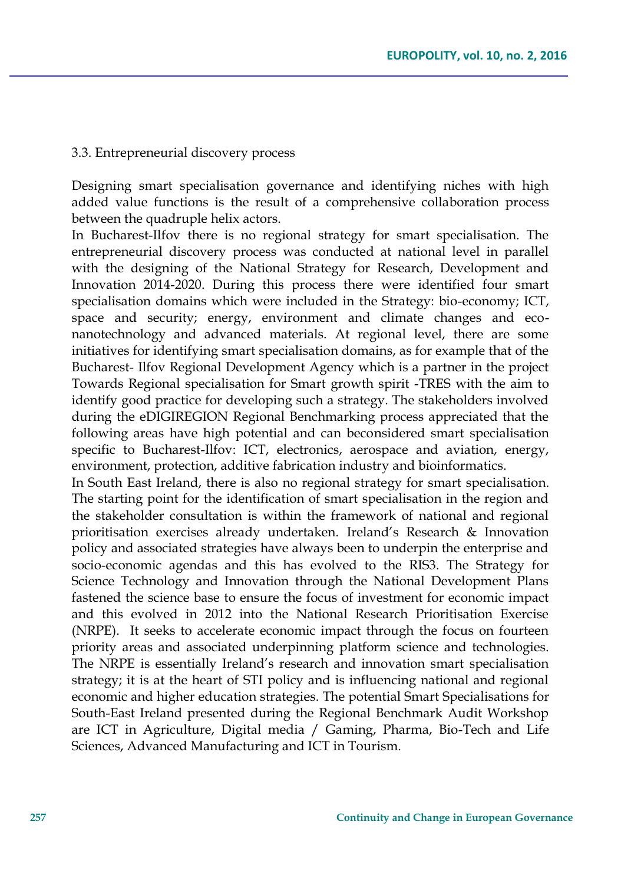### 3.3. Entrepreneurial discovery process

Designing smart specialisation governance and identifying niches with high added value functions is the result of a comprehensive collaboration process between the quadruple helix actors.

In Bucharest-Ilfov there is no regional strategy for smart specialisation. The entrepreneurial discovery process was conducted at national level in parallel with the designing of the National Strategy for Research, Development and Innovation 2014-2020. During this process there were identified four smart specialisation domains which were included in the Strategy: bio-economy; ICT, space and security; energy, environment and climate changes and eco-nanotechnology and advanced materials. At regional level, there are some initiatives for identifying smart specialisation domains, as for example that of the Bucharest- Ilfov Regional Development Agency which is a partner in the project Towards Regional specialisation for Smart growth spirit -TRES with the aim to identify good practice for developing such a strategy. The stakeholders involved during the eDIGIREGION Regional Benchmarking process appreciated that the following areas have high potential and can beconsidered smart specialisation specific to Bucharest-Ilfov: ICT, electronics, aerospace and aviation, energy, environment, protection, additive fabrication industry and bioinformatics.

In South East Ireland, there is also no regional strategy for smart specialisation. The starting point for the identification of smart specialisation in the region and the stakeholder consultation is within the framework of national and regional prioritisation exercises already undertaken. Ireland's Research & Innovation policy and associated strategies have always been to underpin the enterprise and socio-economic agendas and this has evolved to the RIS3. The Strategy for Science Technology and Innovation through the National Development Plans fastened the science base to ensure the focus of investment for economic impact and this evolved in 2012 into the National Research Prioritisation Exercise (NRPE). It seeks to accelerate economic impact through the focus on fourteen priority areas and associated underpinning platform science and technologies. The NRPE is essentially Ireland's research and innovation smart specialisation strategy; it is at the heart of STI policy and is influencing national and regional economic and higher education strategies. The potential Smart Specialisations for South-East Ireland presented during the Regional Benchmark Audit Workshop are ICT in Agriculture, Digital media / Gaming, Pharma, Bio-Tech and Life Sciences, Advanced Manufacturing and ICT in Tourism.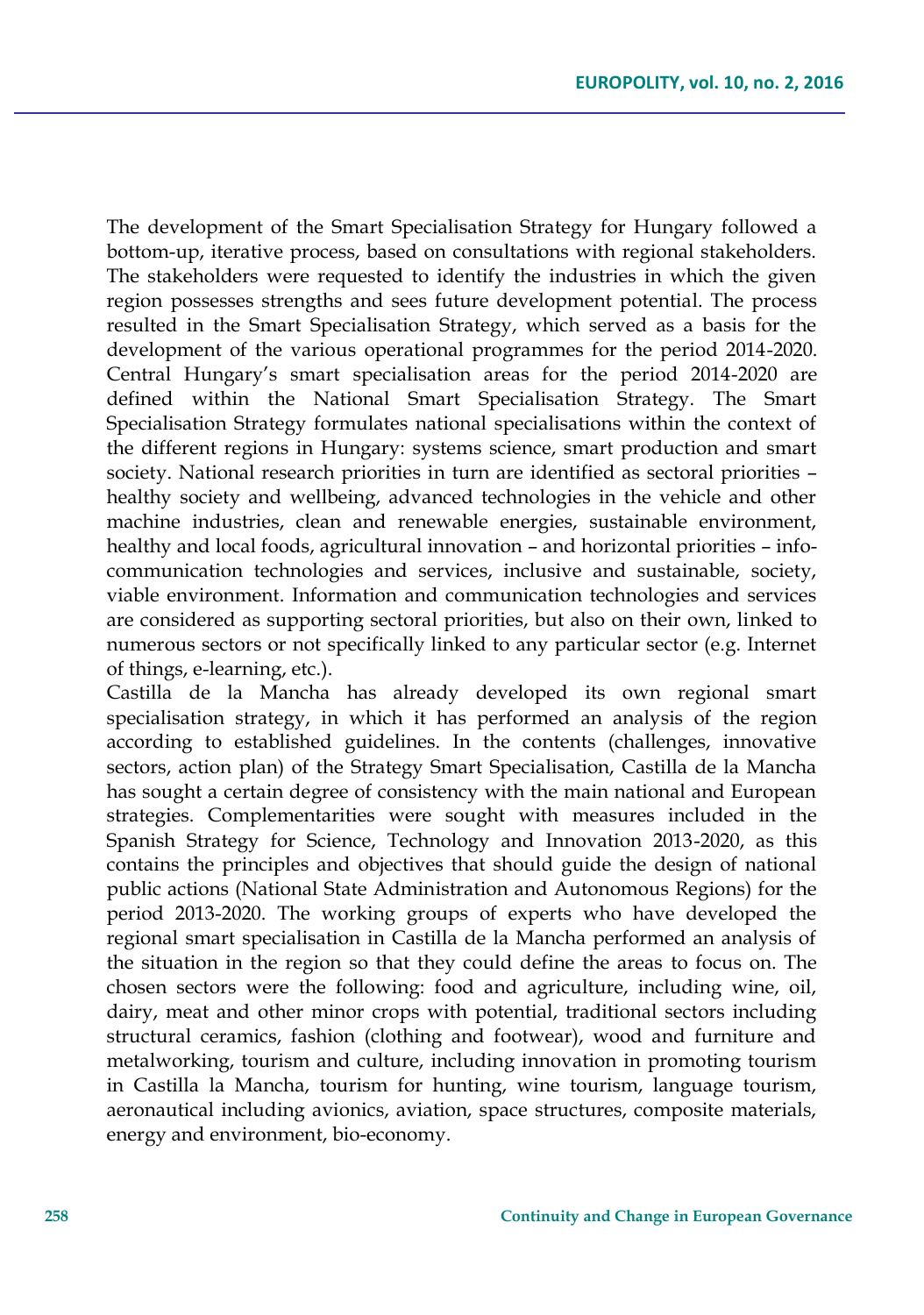The development of the Smart Specialisation Strategy for Hungary followed a bottom-up, iterative process, based on consultations with regional stakeholders. The stakeholders were requested to identify the industries in which the given region possesses strengths and sees future development potential. The process resulted in the Smart Specialisation Strategy, which served as a basis for the development of the various operational programmes for the period 2014-2020. Central Hungary's smart specialisation areas for the period 2014-2020 are defined within the National Smart Specialisation Strategy. The Smart Specialisation Strategy formulates national specialisations within the context of the different regions in Hungary: systems science, smart production and smart society. National research priorities in turn are identified as sectoral priorities – healthy society and wellbeing, advanced technologies in the vehicle and other machine industries, clean and renewable energies, sustainable environment, healthy and local foods, agricultural innovation – and horizontal priorities – info-communication technologies and services, inclusive and sustainable, society, viable environment. Information and communication technologies and services are considered as supporting sectoral priorities, but also on their own, linked to numerous sectors or not specifically linked to any particular sector (e.g. Internet of things, e-learning, etc.).

Castilla de la Mancha has already developed its own regional smart specialisation strategy, in which it has performed an analysis of the region according to established guidelines. In the contents (challenges, innovative sectors, action plan) of the Strategy Smart Specialisation, Castilla de la Mancha has sought a certain degree of consistency with the main national and European strategies. Complementarities were sought with measures included in the Spanish Strategy for Science, Technology and Innovation 2013-2020, as this contains the principles and objectives that should guide the design of national public actions (National State Administration and Autonomous Regions) for the period 2013-2020. The working groups of experts who have developed the regional smart specialisation in Castilla de la Mancha performed an analysis of the situation in the region so that they could define the areas to focus on. The chosen sectors were the following: food and agriculture, including wine, oil, dairy, meat and other minor crops with potential, traditional sectors including structural ceramics, fashion (clothing and footwear), wood and furniture and metalworking, tourism and culture, including innovation in promoting tourism in Castilla la Mancha, tourism for hunting, wine tourism, language tourism, aeronautical including avionics, aviation, space structures, composite materials, energy and environment, bio-economy.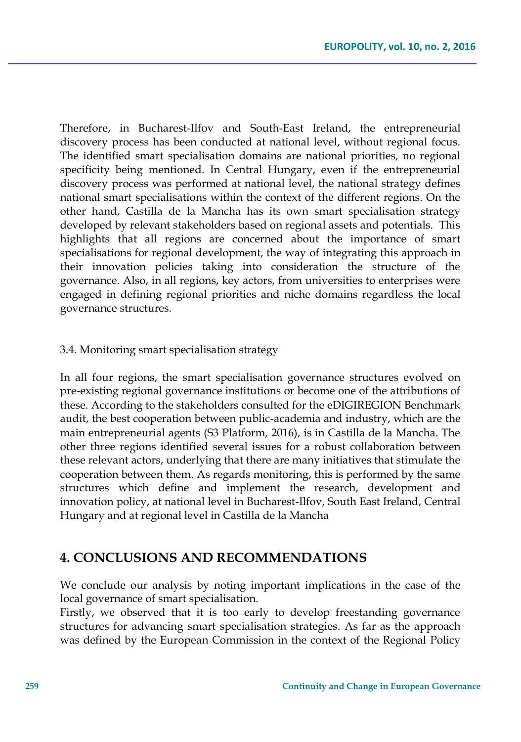Therefore, in Bucharest-Ilfov and South-East Ireland, the entrepreneurial discovery process has been conducted at national level, without regional focus. The identified smart specialisation domains are national priorities, no regional specificity being mentioned. In Central Hungary, even if the entrepreneurial discovery process was performed at national level, the national strategy defines national smart specialisations within the context of the different regions. On the other hand, Castilla de la Mancha has its own smart specialisation strategy developed by relevant stakeholders based on regional assets and potentials. This highlights that all regions are concerned about the importance of smart specialisations for regional development, the way of integrating this approach in their innovation policies taking into consideration the structure of the governance. Also, in all regions, key actors, from universities to enterprises were engaged in defining regional priorities and niche domains regardless the local governance structures.

### 3.4. Monitoring smart specialisation strategy

In all four regions, the smart specialisation governance structures evolved on pre-existing regional governance institutions or become one of the attributions of these. According to the stakeholders consulted for the eDIGIREGION Benchmark audit, the best cooperation between public-academia and industry, which are the main entrepreneurial agents (S3 Platform, 2016), is in Castilla de la Mancha. The other three regions identified several issues for a robust collaboration between these relevant actors, underlying that there are many initiatives that stimulate the cooperation between them. As regards monitoring, this is performed by the same structures which define and implement the research, development and innovation policy, at national level in Bucharest-Ilfov, South East Ireland, Central Hungary and at regional level in Castilla de la Mancha

## 4. CONCLUSIONS AND RECOMMENDATIONS

We conclude our analysis by noting important implications in the case of the local governance of smart specialisation.

Firstly, we observed that it is too early to develop freestanding governance structures for advancing smart specialisation strategies. As far as the approach was defined by the European Commission in the context of the Regional Policy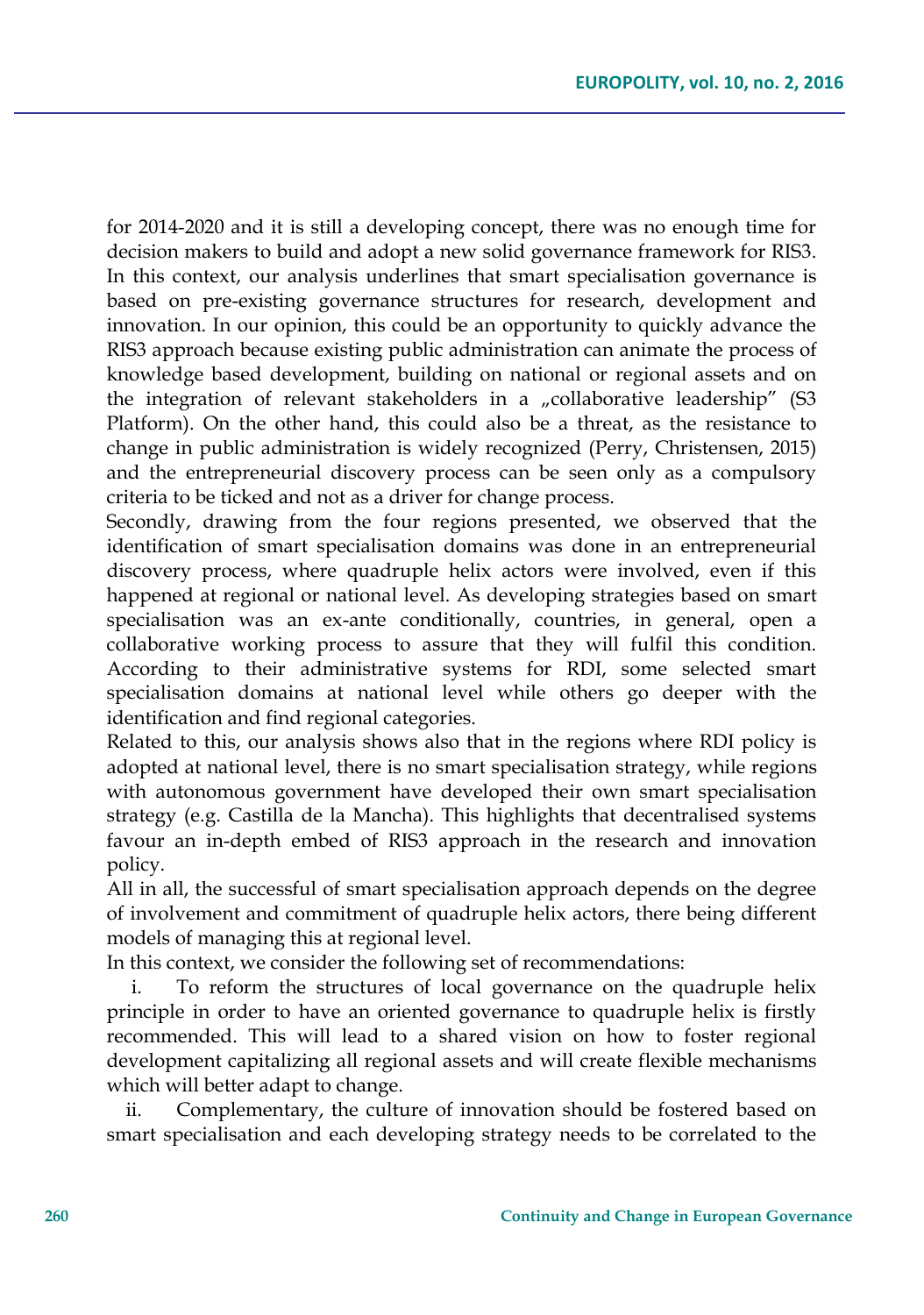for 2014-2020 and it is still a developing concept, there was no enough time for decision makers to build and adopt a new solid governance framework for RIS3. In this context, our analysis underlines that smart specialisation governance is based on pre-existing governance structures for research, development and innovation. In our opinion, this could be an opportunity to quickly advance the RIS3 approach because existing public administration can animate the process of knowledge based development, building on national or regional assets and on the integration of relevant stakeholders in a „collaborative leadership" (S3 Platform). On the other hand, this could also be a threat, as the resistance to change in public administration is widely recognized (Perry, Christensen, 2015) and the entrepreneurial discovery process can be seen only as a compulsory criteria to be ticked and not as a driver for change process.

Secondly, drawing from the four regions presented, we observed that the identification of smart specialisation domains was done in an entrepreneurial discovery process, where quadruple helix actors were involved, even if this happened at regional or national level. As developing strategies based on smart specialisation was an ex-ante conditionally, countries, in general, open a collaborative working process to assure that they will fulfil this condition. According to their administrative systems for RDI, some selected smart specialisation domains at national level while others go deeper with the identification and find regional categories.

Related to this, our analysis shows also that in the regions where RDI policy is adopted at national level, there is no smart specialisation strategy, while regions with autonomous government have developed their own smart specialisation strategy (e.g. Castilla de la Mancha). This highlights that decentralised systems favour an in-depth embed of RIS3 approach in the research and innovation policy.

All in all, the successful of smart specialisation approach depends on the degree of involvement and commitment of quadruple helix actors, there being different models of managing this at regional level.

In this context, we consider the following set of recommendations:

i. To reform the structures of local governance on the quadruple helix principle in order to have an oriented governance to quadruple helix is firstly recommended. This will lead to a shared vision on how to foster regional development capitalizing all regional assets and will create flexible mechanisms which will better adapt to change.

ii. Complementary, the culture of innovation should be fostered based on smart specialisation and each developing strategy needs to be correlated to the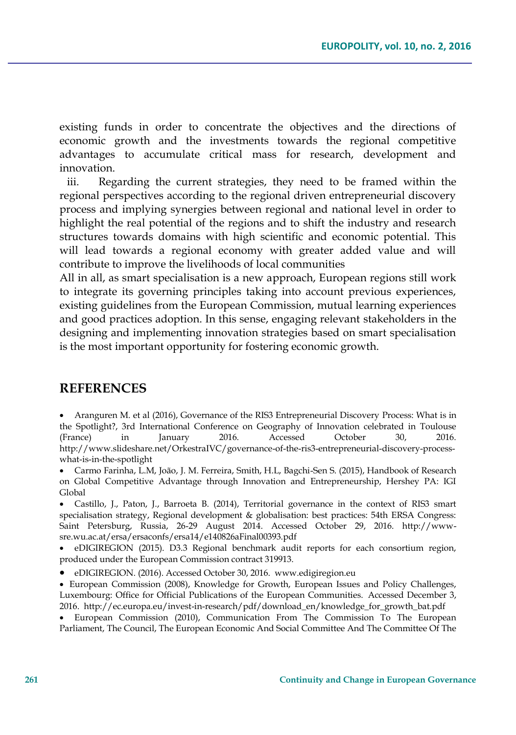existing funds in order to concentrate the objectives and the directions of economic growth and the investments towards the regional competitive advantages to accumulate critical mass for research, development and innovation.

iii. Regarding the current strategies, they need to be framed within the regional perspectives according to the regional driven entrepreneurial discovery process and implying synergies between regional and national level in order to highlight the real potential of the regions and to shift the industry and research structures towards domains with high scientific and economic potential. This will lead towards a regional economy with greater added value and will contribute to improve the livelihoods of local communities

All in all, as smart specialisation is a new approach, European regions still work to integrate its governing principles taking into account previous experiences, existing guidelines from the European Commission, mutual learning experiences and good practices adoption. In this sense, engaging relevant stakeholders in the designing and implementing innovation strategies based on smart specialisation is the most important opportunity for fostering economic growth.

## REFERENCES

- Aranguren M. et al (2016), Governance of the RIS3 Entrepreneurial Discovery Process: What is in the Spotlight?, 3rd International Conference on Geography of Innovation celebrated in Toulouse (France) in January 2016. Accessed October 30, 2016. http://www.slideshare.net/OrkestraIVC/governance-of-the-ris3-entrepreneurial-discovery-process-what-is-in-the-spotlight
- Carmo Farinha, L.M, João, J. M. Ferreira, Smith, H.L, Bagchi-Sen S. (2015), Handbook of Research on Global Competitive Advantage through Innovation and Entrepreneurship, Hershey PA: IGI Global
- Castillo, J., Paton, J., Barroeta B. (2014), Territorial governance in the context of RIS3 smart specialisation strategy, Regional development & globalisation: best practices: 54th ERSA Congress: Saint Petersburg, Russia, 26-29 August 2014. Accessed October 29, 2016. http://www-sre.wu.ac.at/ersa/ersaconfs/ersa14/e140826aFinal00393.pdf
- eDIGIREGION (2015). D3.3 Regional benchmark audit reports for each consortium region, produced under the European Commission contract 319913.
- eDIGIREGION. (2016). Accessed October 30, 2016. www.edigiregion.eu
- European Commission (2008), Knowledge for Growth, European Issues and Policy Challenges, Luxembourg: Office for Official Publications of the European Communities. Accessed December 3, 2016. http://ec.europa.eu/invest-in-research/pdf/download_en/knowledge_for_growth_bat.pdf
- European Commission (2010), Communication From The Commission To The European Parliament, The Council, The European Economic And Social Committee And The Committee Of The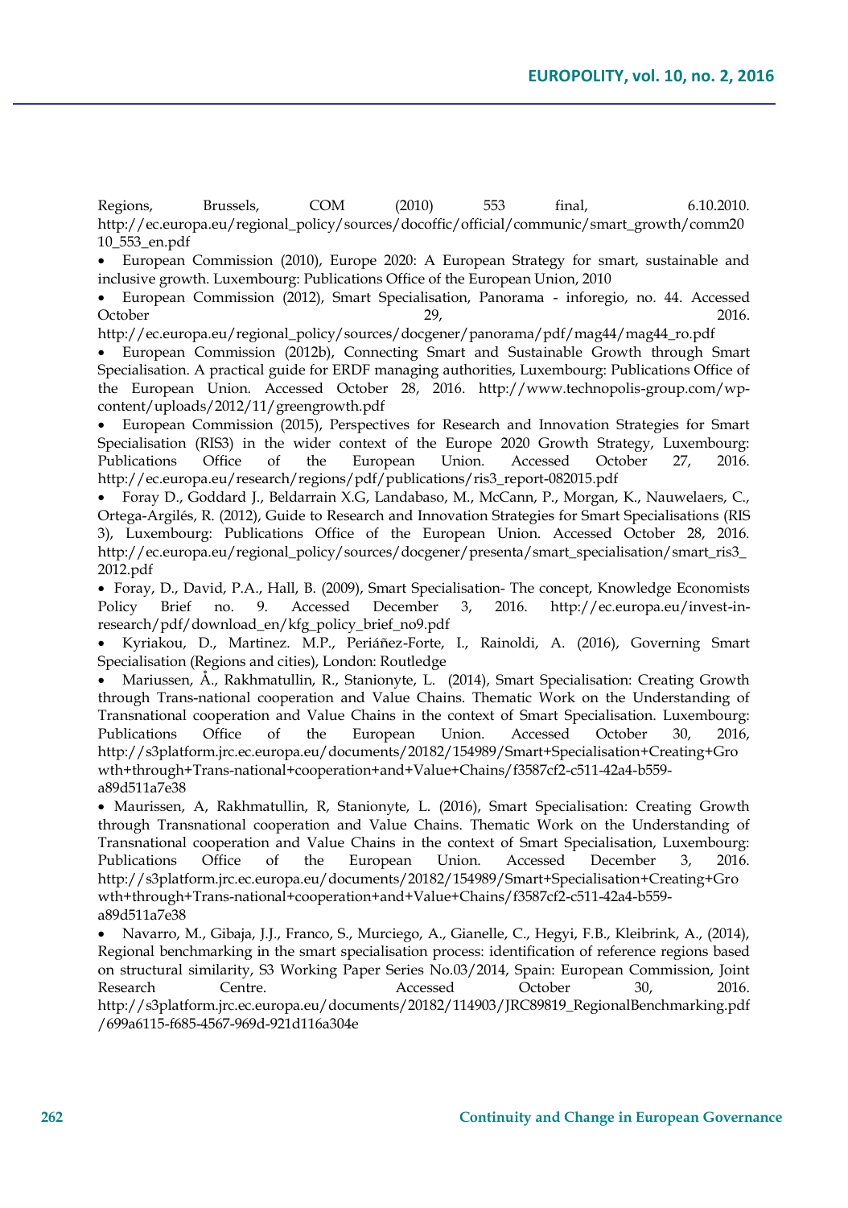Regions, Brussels, COM (2010) 553 final, 6.10.2010. http://ec.europa.eu/regional_policy/sources/docoffic/official/communic/smart_growth/comm2010_553_en.pdf

- European Commission (2010), Europe 2020: A European Strategy for smart, sustainable and inclusive growth. Luxembourg: Publications Office of the European Union, 2010
- European Commission (2012), Smart Specialisation, Panorama - inforegio, no. 44. Accessed October 29, 2016. http://ec.europa.eu/regional_policy/sources/docgener/panorama/pdf/mag44/mag44_ro.pdf
- European Commission (2012b), Connecting Smart and Sustainable Growth through Smart Specialisation. A practical guide for ERDF managing authorities, Luxembourg: Publications Office of the European Union. Accessed October 28, 2016. http://www.technopolis-group.com/wp-content/uploads/2012/11/greengrowth.pdf
- European Commission (2015), Perspectives for Research and Innovation Strategies for Smart Specialisation (RIS3) in the wider context of the Europe 2020 Growth Strategy, Luxembourg: Publications Office of the European Union. Accessed October 27, 2016. http://ec.europa.eu/research/regions/pdf/publications/ris3_report-082015.pdf
- Foray D., Goddard J., Beldarrain X.G, Landabaso, M., McCann, P., Morgan, K., Nauwelaers, C., Ortega-Argilés, R. (2012), Guide to Research and Innovation Strategies for Smart Specialisations (RIS 3), Luxembourg: Publications Office of the European Union. Accessed October 28, 2016. http://ec.europa.eu/regional_policy/sources/docgener/presenta/smart_specialisation/smart_ris3_2012.pdf
- Foray, D., David, P.A., Hall, B. (2009), Smart Specialisation- The concept, Knowledge Economists Policy Brief no. 9. Accessed December 3, 2016. http://ec.europa.eu/invest-in-research/pdf/download_en/kfg_policy_brief_no9.pdf
- Kyriakou, D., Martinez. M.P., Periáñez-Forte, I., Rainoldi, A. (2016), Governing Smart Specialisation (Regions and cities), London: Routledge
- Mariussen, Å., Rakhmatullin, R., Stanionyte, L. (2014), Smart Specialisation: Creating Growth through Trans-national cooperation and Value Chains. Thematic Work on the Understanding of Transnational cooperation and Value Chains in the context of Smart Specialisation. Luxembourg: Publications Office of the European Union. Accessed October 30, 2016, http://s3platform.jrc.ec.europa.eu/documents/20182/154989/Smart+Specialisation+Creating+Growth+through+Trans-national+cooperation+and+Value+Chains/f3587cf2-c511-42a4-b559-a89d511a7e38
- Maurissen, A, Rakhmatullin, R, Stanionyte, L. (2016), Smart Specialisation: Creating Growth through Transnational cooperation and Value Chains. Thematic Work on the Understanding of Transnational cooperation and Value Chains in the context of Smart Specialisation, Luxembourg: Publications Office of the European Union. Accessed December 3, 2016. http://s3platform.jrc.ec.europa.eu/documents/20182/154989/Smart+Specialisation+Creating+Growth+through+Trans-national+cooperation+and+Value+Chains/f3587cf2-c511-42a4-b559-a89d511a7e38
- Navarro, M., Gibaja, J.J., Franco, S., Murciego, A., Gianelle, C., Hegyi, F.B., Kleibrink, A., (2014), Regional benchmarking in the smart specialisation process: identification of reference regions based on structural similarity, S3 Working Paper Series No.03/2014, Spain: European Commission, Joint Research Centre. Accessed October 30, 2016. http://s3platform.jrc.ec.europa.eu/documents/20182/114903/JRC89819_RegionalBenchmarking.pdf/699a6115-f685-4567-969d-921d116a304e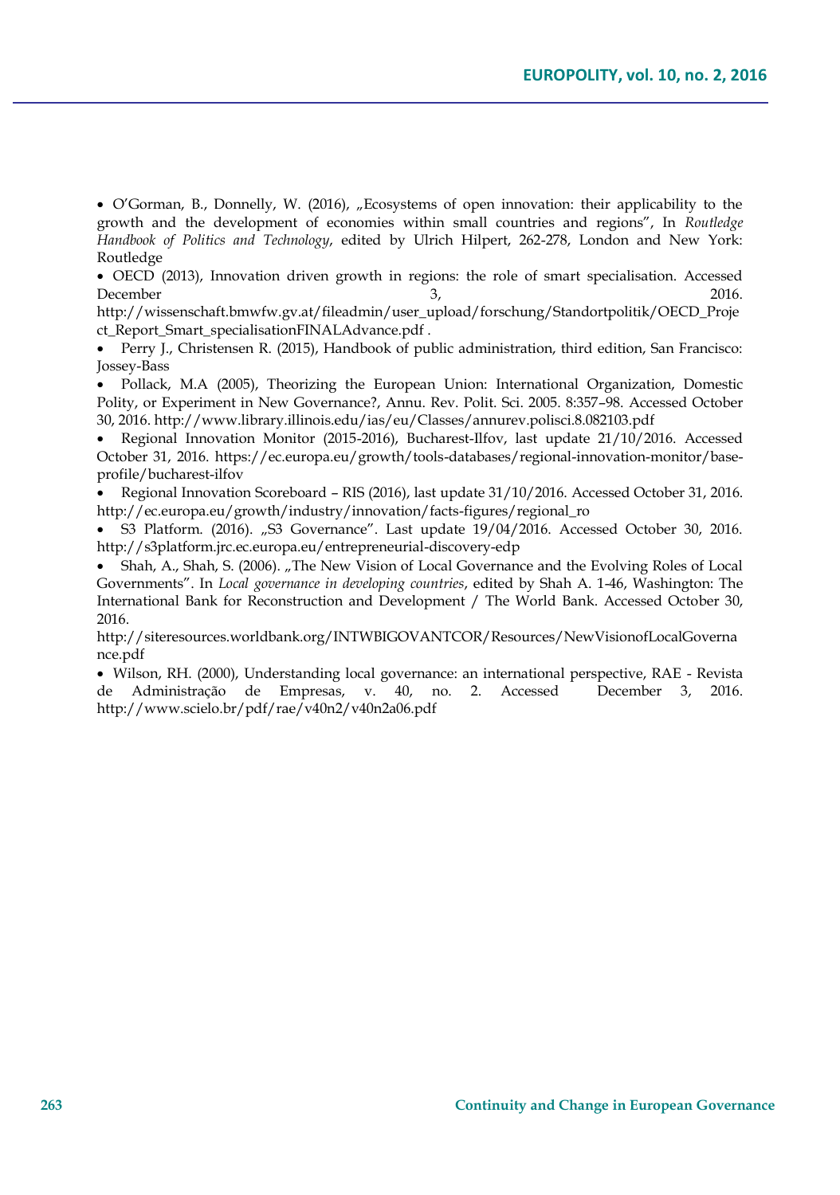- O'Gorman, B., Donnelly, W. (2016), „Ecosystems of open innovation: their applicability to the growth and the development of economies within small countries and regions", In *Routledge Handbook of Politics and Technology*, edited by Ulrich Hilpert, 262-278, London and New York: Routledge
- OECD (2013), Innovation driven growth in regions: the role of smart specialisation. Accessed December 3, 2016. http://wissenschaft.bmwfw.gv.at/fileadmin/user_upload/forschung/Standortpolitik/OECD_Project_Report_Smart_specialisationFINALAdvance.pdf .
- Perry J., Christensen R. (2015), Handbook of public administration, third edition, San Francisco: Jossey-Bass
- Pollack, M.A (2005), Theorizing the European Union: International Organization, Domestic Polity, or Experiment in New Governance?, Annu. Rev. Polit. Sci. 2005. 8:357–98. Accessed October 30, 2016. http://www.library.illinois.edu/ias/eu/Classes/annurev.polisci.8.082103.pdf
- Regional Innovation Monitor (2015-2016), Bucharest-Ilfov, last update 21/10/2016. Accessed October 31, 2016. https://ec.europa.eu/growth/tools-databases/regional-innovation-monitor/base-profile/bucharest-ilfov
- Regional Innovation Scoreboard – RIS (2016), last update 31/10/2016. Accessed October 31, 2016. http://ec.europa.eu/growth/industry/innovation/facts-figures/regional_ro
- S3 Platform. (2016). „S3 Governance". Last update 19/04/2016. Accessed October 30, 2016. http://s3platform.jrc.ec.europa.eu/entrepreneurial-discovery-edp
- Shah, A., Shah, S. (2006). „The New Vision of Local Governance and the Evolving Roles of Local Governments". In *Local governance in developing countries*, edited by Shah A. 1-46, Washington: The International Bank for Reconstruction and Development / The World Bank. Accessed October 30, 2016. http://siteresources.worldbank.org/INTWBIGOVANTCOR/Resources/NewVisionofLocalGovernance.pdf
- Wilson, RH. (2000), Understanding local governance: an international perspective, RAE - Revista de Administração de Empresas, v. 40, no. 2. Accessed December 3, 2016. http://www.scielo.br/pdf/rae/v40n2/v40n2a06.pdf